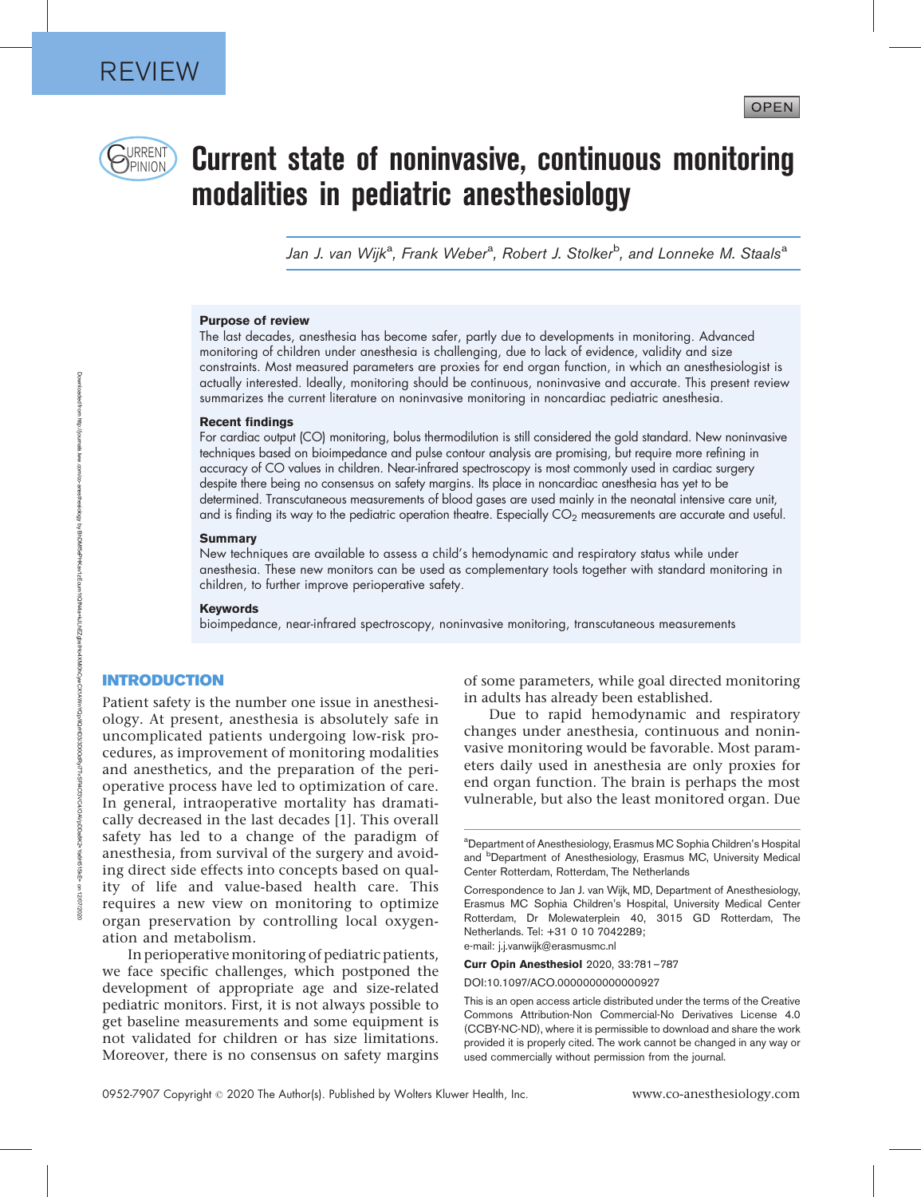REVIEW

OPEN

# Current state of noninvasive, continuous monitoring modalities in pediatric anesthesiology

*Jan J. van Wijk[a], Frank Weber[a], Robert J. Stolker[b], and Lonneke M. Staals[a]*

### Purpose of review

The last decades, anesthesia has become safer, partly due to developments in monitoring. Advanced monitoring of children under anesthesia is challenging, due to lack of evidence, validity and size constraints. Most measured parameters are proxies for end organ function, in which an anesthesiologist is actually interested. Ideally, monitoring should be continuous, noninvasive and accurate. This present review summarizes the current literature on noninvasive monitoring in noncardiac pediatric anesthesia.

### Recent findings

For cardiac output (CO) monitoring, bolus thermodilution is still considered the gold standard. New noninvasive techniques based on bioimpedance and pulse contour analysis are promising, but require more refining in accuracy of CO values in children. Near-infrared spectroscopy is most commonly used in cardiac surgery despite there being no consensus on safety margins. Its place in noncardiac anesthesia has yet to be determined. Transcutaneous measurements of blood gases are used mainly in the neonatal intensive care unit, and is finding its way to the pediatric operation theatre. Especially $CO_2$ measurements are accurate and useful.

### Summary

New techniques are available to assess a child's hemodynamic and respiratory status while under anesthesia. These new monitors can be used as complementary tools together with standard monitoring in children, to further improve perioperative safety.

### Keywords

bioimpedance, near-infrared spectroscopy, noninvasive monitoring, transcutaneous measurements

## INTRODUCTION

Patient safety is the number one issue in anesthesiology. At present, anesthesia is absolutely safe in uncomplicated patients undergoing low-risk procedures, as improvement of monitoring modalities and anesthetics, and the preparation of the perioperative process have led to optimization of care. In general, intraoperative mortality has dramatically decreased in the last decades [1]. This overall safety has led to a change of the paradigm of anesthesia, from survival of the surgery and avoiding direct side effects into concepts based on quality of life and value-based health care. This requires a new view on monitoring to optimize organ preservation by controlling local oxygenation and metabolism.

In perioperative monitoring of pediatric patients, we face specific challenges, which postponed the development of appropriate age and size-related pediatric monitors. First, it is not always possible to get baseline measurements and some equipment is not validated for children or has size limitations. Moreover, there is no consensus on safety margins of some parameters, while goal directed monitoring in adults has already been established.

Due to rapid hemodynamic and respiratory changes under anesthesia, continuous and noninvasive monitoring would be favorable. Most parameters daily used in anesthesia are only proxies for end organ function. The brain is perhaps the most vulnerable, but also the least monitored organ. Due

---

[a]Department of Anesthesiology, Erasmus MC Sophia Children's Hospital and [b]Department of Anesthesiology, Erasmus MC, University Medical Center Rotterdam, Rotterdam, The Netherlands

Correspondence to Jan J. van Wijk, MD, Department of Anesthesiology, Erasmus MC Sophia Children's Hospital, University Medical Center Rotterdam, Dr Molewaterplein 40, 3015 GD Rotterdam, The Netherlands. Tel: +31 0 10 7042289; e-mail: j.j.vanwijk@erasmusmc.nl

**Curr Opin Anesthesiol** 2020, 33:781–787

DOI:10.1097/ACO.0000000000000927

This is an open access article distributed under the terms of the Creative Commons Attribution-Non Commercial-No Derivatives License 4.0 (CCBY-NC-ND), where it is permissible to download and share the work provided it is properly cited. The work cannot be changed in any way or used commercially without permission from the journal.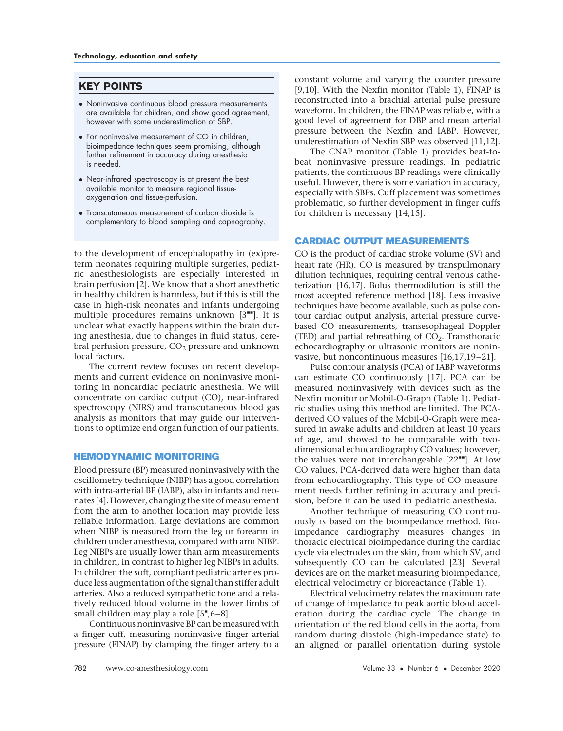## KEY POINTS

- Noninvasive continuous blood pressure measurements are available for children, and show good agreement, however with some underestimation of SBP.
- For noninvasive measurement of CO in children, bioimpedance techniques seem promising, although further refinement in accuracy during anesthesia is needed.
- Near-infrared spectroscopy is at present the best available monitor to measure regional tissue-oxygenation and tissue-perfusion.
- Transcutaneous measurement of carbon dioxide is complementary to blood sampling and capnography.

to the development of encephalopathy in (ex)preterm neonates requiring multiple surgeries, pediatric anesthesiologists are especially interested in brain perfusion [2]. We know that a short anesthetic in healthy children is harmless, but if this is still the case in high-risk neonates and infants undergoing multiple procedures remains unknown [3▪▪]. It is unclear what exactly happens within the brain during anesthesia, due to changes in fluid status, cerebral perfusion pressure, $CO_2$ pressure and unknown local factors.

The current review focuses on recent developments and current evidence on noninvasive monitoring in noncardiac pediatric anesthesia. We will concentrate on cardiac output (CO), near-infrared spectroscopy (NIRS) and transcutaneous blood gas analysis as monitors that may guide our interventions to optimize end organ function of our patients.

## HEMODYNAMIC MONITORING

Blood pressure (BP) measured noninvasively with the oscillometry technique (NIBP) has a good correlation with intra-arterial BP (IABP), also in infants and neonates [4]. However, changing the site of measurement from the arm to another location may provide less reliable information. Large deviations are common when NIBP is measured from the leg or forearm in children under anesthesia, compared with arm NIBP. Leg NIBPs are usually lower than arm measurements in children, in contrast to higher leg NIBPs in adults. In children the soft, compliant pediatric arteries produce less augmentation of the signal than stiffer adult arteries. Also a reduced sympathetic tone and a relatively reduced blood volume in the lower limbs of small children may play a role [5▪,6–8].

Continuous noninvasive BP can be measured with a finger cuff, measuring noninvasive finger arterial pressure (FINAP) by clamping the finger artery to a constant volume and varying the counter pressure [9,10]. With the Nexfin monitor (Table 1), FINAP is reconstructed into a brachial arterial pulse pressure waveform. In children, the FINAP was reliable, with a good level of agreement for DBP and mean arterial pressure between the Nexfin and IABP. However, underestimation of Nexfin SBP was observed [11,12].

The CNAP monitor (Table 1) provides beat-to-beat noninvasive pressure readings. In pediatric patients, the continuous BP readings were clinically useful. However, there is some variation in accuracy, especially with SBPs. Cuff placement was sometimes problematic, so further development in finger cuffs for children is necessary [14,15].

## CARDIAC OUTPUT MEASUREMENTS

CO is the product of cardiac stroke volume (SV) and heart rate (HR). CO is measured by transpulmonary dilution techniques, requiring central venous catheterization [16,17]. Bolus thermodilution is still the most accepted reference method [18]. Less invasive techniques have become available, such as pulse contour cardiac output analysis, arterial pressure curve-based CO measurements, transesophageal Doppler (TED) and partial rebreathing of $CO_2$. Transthoracic echocardiography or ultrasonic monitors are noninvasive, but noncontinuous measures [16,17,19–21].

Pulse contour analysis (PCA) of IABP waveforms can estimate CO continuously [17]. PCA can be measured noninvasively with devices such as the Nexfin monitor or Mobil-O-Graph (Table 1). Pediatric studies using this method are limited. The PCA-derived CO values of the Mobil-O-Graph were measured in awake adults and children at least 10 years of age, and showed to be comparable with two-dimensional echocardiography CO values; however, the values were not interchangeable [22▪▪]. At low CO values, PCA-derived data were higher than data from echocardiography. This type of CO measurement needs further refining in accuracy and precision, before it can be used in pediatric anesthesia.

Another technique of measuring CO continuously is based on the bioimpedance method. Bioimpedance cardiography measures changes in thoracic electrical bioimpedance during the cardiac cycle via electrodes on the skin, from which SV, and subsequently CO can be calculated [23]. Several devices are on the market measuring bioimpedance, electrical velocimetry or bioreactance (Table 1).

Electrical velocimetry relates the maximum rate of change of impedance to peak aortic blood acceleration during the cardiac cycle. The change in orientation of the red blood cells in the aorta, from random during diastole (high-impedance state) to an aligned or parallel orientation during systole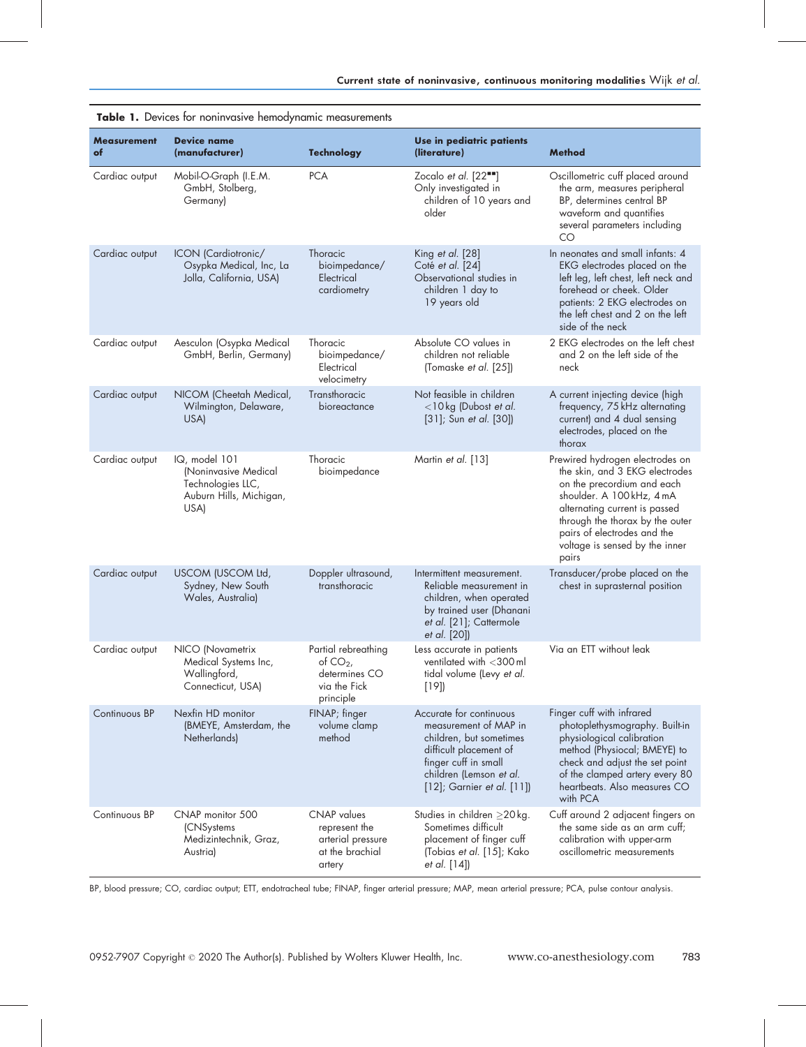**Table 1.** Devices for noninvasive hemodynamic measurements

| Measurement of | Device name (manufacturer) | Technology | Use in pediatric patients (literature) | Method |
|---|---|---|---|---|
| Cardiac output | Mobil-O-Graph (I.E.M. GmbH, Stolberg, Germany) | PCA | Zocalo *et al.* [22■■] Only investigated in children of 10 years and older | Oscillometric cuff placed around the arm, measures peripheral BP, determines central BP waveform and quantifies several parameters including CO |
| Cardiac output | ICON (Cardiotronic/ Osypka Medical, Inc, La Jolla, California, USA) | Thoracic bioimpedance/ Electrical cardiometry | King *et al.* [28] Coté *et al.* [24] Observational studies in children 1 day to 19 years old | In neonates and small infants: 4 EKG electrodes placed on the left leg, left chest, left neck and forehead or cheek. Older patients: 2 EKG electrodes on the left chest and 2 on the left side of the neck |
| Cardiac output | Aesculon (Osypka Medical GmbH, Berlin, Germany) | Thoracic bioimpedance/ Electrical velocimetry | Absolute CO values in children not reliable (Tomaske *et al.* [25]) | 2 EKG electrodes on the left chest and 2 on the left side of the neck |
| Cardiac output | NICOM (Cheetah Medical, Wilmington, Delaware, USA) | Transthoracic bioreactance | Not feasible in children <10 kg (Dubost *et al.* [31]; Sun *et al.* [30]) | A current injecting device (high frequency, 75 kHz alternating current) and 4 dual sensing electrodes, placed on the thorax |
| Cardiac output | IQ, model 101 (Noninvasive Medical Technologies LLC, Auburn Hills, Michigan, USA) | Thoracic bioimpedance | Martin *et al.* [13] | Prewired hydrogen electrodes on the skin, and 3 EKG electrodes on the precordium and each shoulder. A 100 kHz, 4 mA alternating current is passed through the thorax by the outer pairs of electrodes and the voltage is sensed by the inner pairs |
| Cardiac output | USCOM (USCOM Ltd, Sydney, New South Wales, Australia) | Doppler ultrasound, transthoracic | Intermittent measurement. Reliable measurement in children, when operated by trained user (Dhanani *et al.* [21]; Cattermole *et al.* [20]) | Transducer/probe placed on the chest in suprasternal position |
| Cardiac output | NICO (Novametrix Medical Systems Inc, Wallingford, Connecticut, USA) | Partial rebreathing of $CO_2$, determines CO via the Fick principle | Less accurate in patients ventilated with <300 ml tidal volume (Levy *et al.* [19]) | Via an ETT without leak |
| Continuous BP | Nexfin HD monitor (BMEYE, Amsterdam, the Netherlands) | FINAP; finger volume clamp method | Accurate for continuous measurement of MAP in children, but sometimes difficult placement of finger cuff in small children (Lemson *et al.* [12]; Garnier *et al.* [11]) | Finger cuff with infrared photoplethysmography. Built-in physiological calibration method (Physiocal; BMEYE) to check and adjust the set point of the clamped artery every 80 heartbeats. Also measures CO with PCA |
| Continuous BP | CNAP monitor 500 (CNSystems Medizintechnik, Graz, Austria) | CNAP values represent the arterial pressure at the brachial artery | Studies in children ≥20 kg. Sometimes difficult placement of finger cuff (Tobias *et al.* [15]; Kako *et al.* [14]) | Cuff around 2 adjacent fingers on the same side as an arm cuff; calibration with upper-arm oscillometric measurements |

BP, blood pressure; CO, cardiac output; ETT, endotracheal tube; FINAP, finger arterial pressure; MAP, mean arterial pressure; PCA, pulse contour analysis.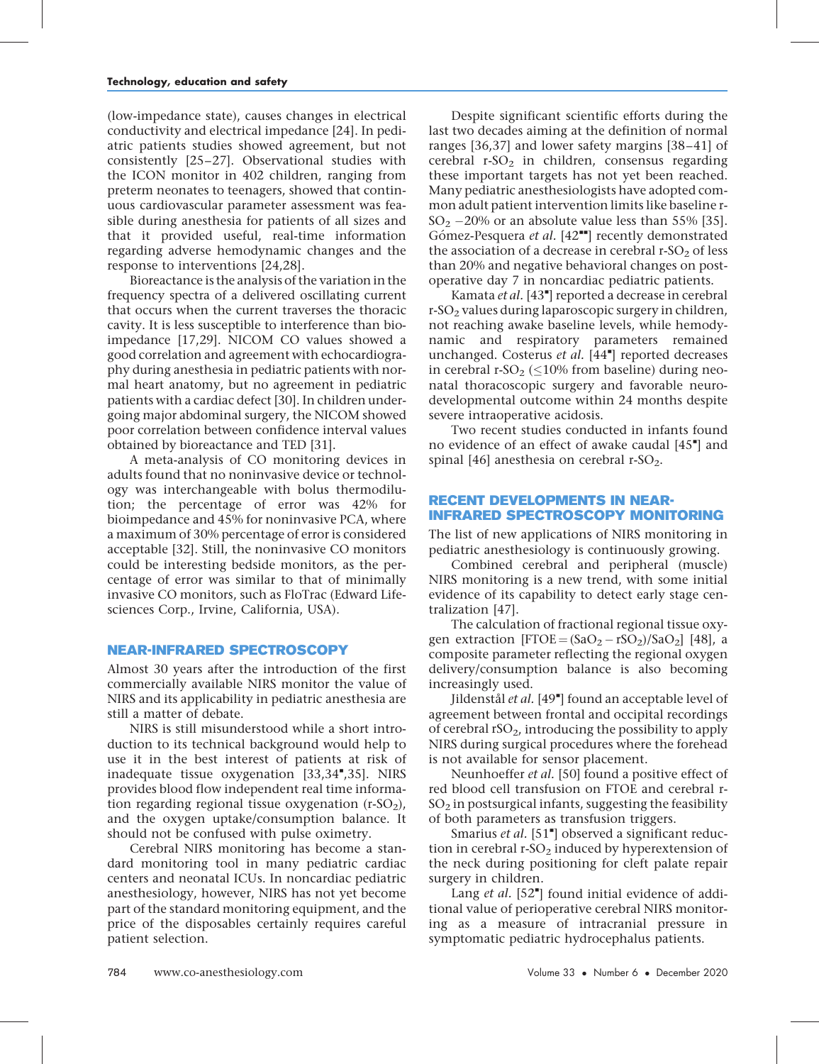(low-impedance state), causes changes in electrical conductivity and electrical impedance [24]. In pediatric patients studies showed agreement, but not consistently [25–27]. Observational studies with the ICON monitor in 402 children, ranging from preterm neonates to teenagers, showed that continuous cardiovascular parameter assessment was feasible during anesthesia for patients of all sizes and that it provided useful, real-time information regarding adverse hemodynamic changes and the response to interventions [24,28].

Bioreactance is the analysis of the variation in the frequency spectra of a delivered oscillating current that occurs when the current traverses the thoracic cavity. It is less susceptible to interference than bioimpedance [17,29]. NICOM CO values showed a good correlation and agreement with echocardiography during anesthesia in pediatric patients with normal heart anatomy, but no agreement in pediatric patients with a cardiac defect [30]. In children undergoing major abdominal surgery, the NICOM showed poor correlation between confidence interval values obtained by bioreactance and TED [31].

A meta-analysis of CO monitoring devices in adults found that no noninvasive device or technology was interchangeable with bolus thermodilution; the percentage of error was 42% for bioimpedance and 45% for noninvasive PCA, where a maximum of 30% percentage of error is considered acceptable [32]. Still, the noninvasive CO monitors could be interesting bedside monitors, as the percentage of error was similar to that of minimally invasive CO monitors, such as FloTrac (Edward Lifesciences Corp., Irvine, California, USA).

## NEAR-INFRARED SPECTROSCOPY

Almost 30 years after the introduction of the first commercially available NIRS monitor the value of NIRS and its applicability in pediatric anesthesia are still a matter of debate.

NIRS is still misunderstood while a short introduction to its technical background would help to use it in the best interest of patients at risk of inadequate tissue oxygenation [33,34▪,35]. NIRS provides blood flow independent real time information regarding regional tissue oxygenation (r-$SO_2$), and the oxygen uptake/consumption balance. It should not be confused with pulse oximetry.

Cerebral NIRS monitoring has become a standard monitoring tool in many pediatric cardiac centers and neonatal ICUs. In noncardiac pediatric anesthesiology, however, NIRS has not yet become part of the standard monitoring equipment, and the price of the disposables certainly requires careful patient selection.

Despite significant scientific efforts during the last two decades aiming at the definition of normal ranges [36,37] and lower safety margins [38–41] of cerebral r-$SO_2$ in children, consensus regarding these important targets has not yet been reached. Many pediatric anesthesiologists have adopted common adult patient intervention limits like baseline r-$SO_2$ −20% or an absolute value less than 55% [35]. Gómez-Pesquera *et al.* [42▪▪] recently demonstrated the association of a decrease in cerebral r-$SO_2$ of less than 20% and negative behavioral changes on postoperative day 7 in noncardiac pediatric patients.

Kamata *et al.* [43▪] reported a decrease in cerebral r-$SO_2$ values during laparoscopic surgery in children, not reaching awake baseline levels, while hemodynamic and respiratory parameters remained unchanged. Costerus *et al.* [44▪] reported decreases in cerebral r-$SO_2$ ($\leq$10% from baseline) during neonatal thoracoscopic surgery and favorable neurodevelopmental outcome within 24 months despite severe intraoperative acidosis.

Two recent studies conducted in infants found no evidence of an effect of awake caudal [45▪] and spinal [46] anesthesia on cerebral r-$SO_2$.

## RECENT DEVELOPMENTS IN NEAR-INFRARED SPECTROSCOPY MONITORING

The list of new applications of NIRS monitoring in pediatric anesthesiology is continuously growing.

Combined cerebral and peripheral (muscle) NIRS monitoring is a new trend, with some initial evidence of its capability to detect early stage centralization [47].

The calculation of fractional regional tissue oxygen extraction [$FTOE = (SaO_2 - rSO_2)/SaO_2$] [48], a composite parameter reflecting the regional oxygen delivery/consumption balance is also becoming increasingly used.

Jildenstål *et al.* [49▪] found an acceptable level of agreement between frontal and occipital recordings of cerebral $rSO_2$, introducing the possibility to apply NIRS during surgical procedures where the forehead is not available for sensor placement.

Neunhoeffer *et al.* [50] found a positive effect of red blood cell transfusion on FTOE and cerebral r-$SO_2$ in postsurgical infants, suggesting the feasibility of both parameters as transfusion triggers.

Smarius *et al.* [51▪] observed a significant reduction in cerebral r-$SO_2$ induced by hyperextension of the neck during positioning for cleft palate repair surgery in children.

Lang *et al.* [52▪] found initial evidence of additional value of perioperative cerebral NIRS monitoring as a measure of intracranial pressure in symptomatic pediatric hydrocephalus patients.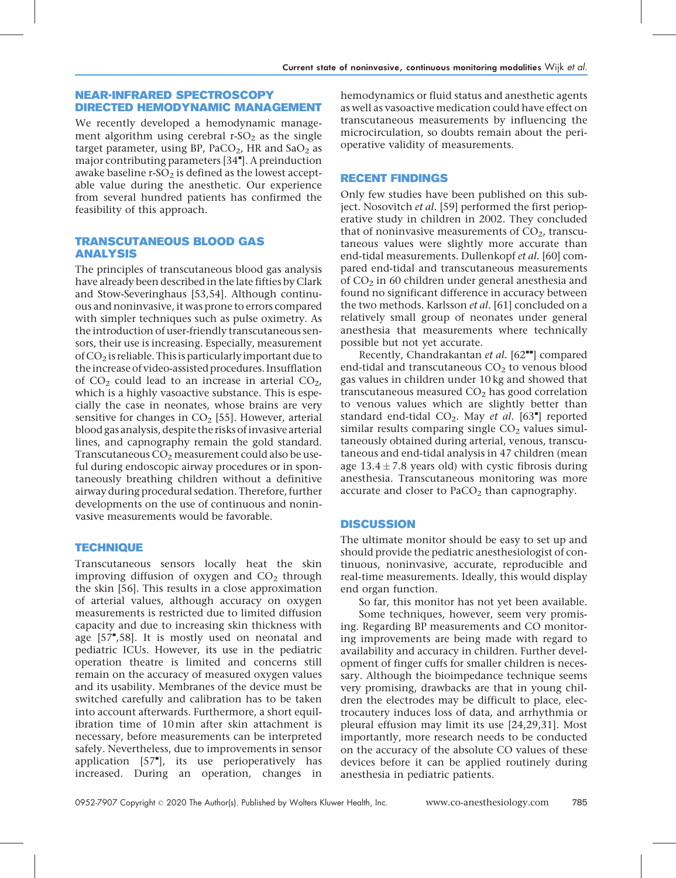## NEAR-INFRARED SPECTROSCOPY DIRECTED HEMODYNAMIC MANAGEMENT

We recently developed a hemodynamic management algorithm using cerebral r-$SO_2$ as the single target parameter, using BP, $PaCO_2$, HR and $SaO_2$ as major contributing parameters [34▪]. A preinduction awake baseline r-$SO_2$ is defined as the lowest acceptable value during the anesthetic. Our experience from several hundred patients has confirmed the feasibility of this approach.

## TRANSCUTANEOUS BLOOD GAS ANALYSIS

The principles of transcutaneous blood gas analysis have already been despribed in the late fifties by Clark and Stow-Severinghaus [53,54]. Although continuous and noninvasive, it was prone to errors compared with simpler techniques such as pulse oximetry. As the introduction of user-friendly transcutaneous sensors, their use is increasing. Especially, measurement of $CO_2$ is reliable. This is particularly important due to the increase of video-assisted procedures. Insufflation of $CO_2$ could lead to an increase in arterial $CO_2$, which is a highly vasoactive substance. This is especially the case in neonates, whose brains are very sensitive for changes in $CO_2$ [55]. However, arterial blood gas analysis, despite the risks of invasive arterial lines, and capnography remain the gold standard. Transcutaneous $CO_2$ measurement could also be useful during endoscopic airway procedures or in spontaneously breathing children without a definitive airway during procedural sedation. Therefore, further developments on the use of continuous and noninvasive measurements would be favorable.

## TECHNIQUE

Transcutaneous sensors locally heat the skin improving diffusion of oxygen and $CO_2$ through the skin [56]. This results in a close approximation of arterial values, although accuracy on oxygen measurements is restricted due to limited diffusion capacity and due to increasing skin thickness with age [57▪,58]. It is mostly used on neonatal and pediatric ICUs. However, its use in the pediatric operation theatre is limited and concerns still remain on the accuracy of measured oxygen values and its usability. Membranes of the device must be switched carefully and calibration has to be taken into account afterwards. Furthermore, a short equilibration time of 10 min after skin attachment is necessary, before measurements can be interpreted safely. Nevertheless, due to improvements in sensor application [57▪], its use perioperatively has increased. During an operation, changes in hemodynamics or fluid status and anesthetic agents as well as vasoactive medication could have effect on transcutaneous measurements by influencing the microcirculation, so doubts remain about the perioperative validity of measurements.

## RECENT FINDINGS

Only few studies have been published on this subject. Nosovitch *et al.* [59] performed the first perioperative study in children in 2002. They concluded that of noninvasive measurements of $CO_2$, transcutaneous values were slightly more accurate than end-tidal measurements. Dullenkopf *et al.* [60] compared end-tidal and transcutaneous measurements of $CO_2$ in 60 children under general anesthesia and found no significant difference in accuracy between the two methods. Karlsson *et al.* [61] concluded on a relatively small group of neonates under general anesthesia that measurements where technically possible but not yet accurate.

Recently, Chandrakantan *et al.* [62▪▪] compared end-tidal and transcutaneous $CO_2$ to venous blood gas values in children under 10 kg and showed that transcutaneous measured $CO_2$ has good correlation to venous values which are slightly better than standard end-tidal $CO_2$. May *et al.* [63▪] reported similar results comparing single $CO_2$ values simultaneously obtained during arterial, venous, transcutaneous and end-tidal analysis in 47 children (mean age $13.4 \pm 7.8$ years old) with cystic fibrosis during anesthesia. Transcutaneous monitoring was more accurate and closer to $PaCO_2$ than capnography.

## DISCUSSION

The ultimate monitor should be easy to set up and should provide the pediatric anesthesiologist of continuous, noninvasive, accurate, reproducible and real-time measurements. Ideally, this would display end organ function.

So far, this monitor has not yet been available.

Some techniques, however, seem very promising. Regarding BP measurements and CO monitoring improvements are being made with regard to availability and accuracy in children. Further development of finger cuffs for smaller children is necessary. Although the bioimpedance technique seems very promising, drawbacks are that in young children the electrodes may be difficult to place, electrocautery induces loss of data, and arrhythmia or pleural effusion may limit its use [24,29,31]. Most importantly, more research needs to be conducted on the accuracy of the absolute CO values of these devices before it can be applied routinely during anesthesia in pediatric patients.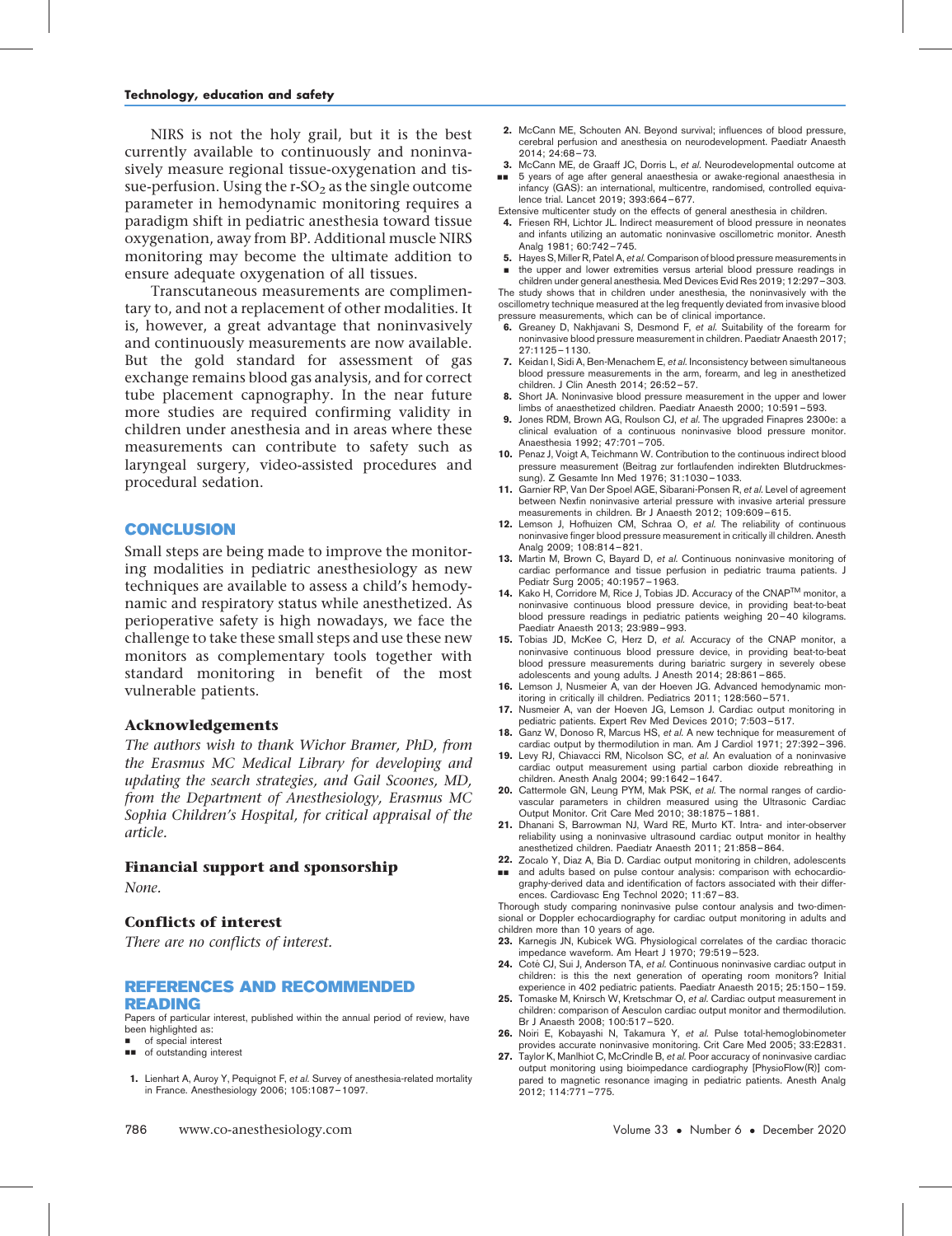NIRS is not the holy grail, but it is the best currently available to continuously and noninvasively measure regional tissue-oxygenation and tissue-perfusion. Using the r-$SO_2$ as the single outcome parameter in hemodynamic monitoring requires a paradigm shift in pediatric anesthesia toward tissue oxygenation, away from BP. Additional muscle NIRS monitoring may become the ultimate addition to ensure adequate oxygenation of all tissues.

Transcutaneous measurements are complimentary to, and not a replacement of other modalities. It is, however, a great advantage that noninvasively and continuously measurements are now available. But the gold standard for assessment of gas exchange remains blood gas analysis, and for correct tube placement capnography. In the near future more studies are required confirming validity in children under anesthesia and in areas where these measurements can contribute to safety such as laryngeal surgery, video-assisted procedures and procedural sedation.

## CONCLUSION

Small steps are being made to improve the monitoring modalities in pediatric anesthesiology as new techniques are available to assess a child's hemodynamic and respiratory status while anesthetized. As perioperative safety is high nowadays, we face the challenge to take these small steps and use these new monitors as complementary tools together with standard monitoring in benefit of the most vulnerable patients.

### Acknowledgements

*The authors wish to thank Wichor Bramer, PhD, from the Erasmus MC Medical Library for developing and updating the search strategies, and Gail Scoones, MD, from the Department of Anesthesiology, Erasmus MC Sophia Children's Hospital, for critical appraisal of the article.*

### Financial support and sponsorship

*None.*

### Conflicts of interest

*There are no conflicts of interest.*

## REFERENCES AND RECOMMENDED READING

Papers of particular interest, published within the annual period of review, have been highlighted as:

- ■ of special interest
- ■■ of outstanding interest

1. Lienhart A, Auroy Y, Pequignot F, *et al.* Survey of anesthesia-related mortality in France. Anesthesiology 2006; 105:1087–1097.
2. McCann ME, Schouten AN. Beyond survival; influences of blood pressure, cerebral perfusion and anesthesia on neurodevelopment. Paediatr Anaesth 2014; 24:68–73.
3. ■■ McCann ME, de Graaff JC, Dorris L, *et al.* Neurodevelopmental outcome at 5 years of age after general anaesthesia or awake-regional anaesthesia in infancy (GAS): an international, multicentre, randomised, controlled equivalence trial. Lancet 2019; 393:664–677.

   Extensive multicenter study on the effects of general anesthesia in children.
4. Friesen RH, Lichtor JL. Indirect measurement of blood pressure in neonates and infants utilizing an automatic noninvasive oscillometric monitor. Anesth Analg 1981; 60:742–745.
5. ■ Hayes S, Miller R, Patel A, *et al.* Comparison of blood pressure measurements in the upper and lower extremities versus arterial blood pressure readings in children under general anesthesia. Med Devices Evid Res 2019; 12:297–303.

   The study shows that in children under anesthesia, the noninvasively with the oscillometry technique measured at the leg frequently deviated from invasive blood pressure measurements, which can be of clinical importance.
6. Greaney D, Nakhjavani S, Desmond F, *et al.* Suitability of the forearm for noninvasive blood pressure measurement in children. Paediatr Anaesth 2017; 27:1125–1130.
7. Keidan I, Sidi A, Ben-Menachem E, *et al.* Inconsistency between simultaneous blood pressure measurements in the arm, forearm, and leg in anesthetized children. J Clin Anesth 2014; 26:52–57.
8. Short JA. Noninvasive blood pressure measurement in the upper and lower limbs of anaesthetized children. Paediatr Anaesth 2000; 10:591–593.
9. Jones RDM, Brown AG, Roulson CJ, *et al.* The upgraded Finapres 2300e: a clinical evaluation of a continuous noninvasive blood pressure monitor. Anaesthesia 1992; 47:701–705.
10. Penaz J, Voigt A, Teichmann W. Contribution to the continuous indirect blood pressure measurement (Beitrag zur fortlaufenden indirekten Blutdruckmessung). Z Gesamte Inn Med 1976; 31:1030–1033.
11. Garnier RP, Van Der Spoel AGE, Sibarani-Ponsen R, *et al.* Level of agreement between Nexfin noninvasive arterial pressure with invasive arterial pressure measurements in children. Br J Anaesth 2012; 109:609–615.
12. Lemson J, Hofhuizen CM, Schraa O, *et al.* The reliability of continuous noninvasive finger blood pressure measurement in critically ill children. Anesth Analg 2009; 108:814–821.
13. Martin M, Brown C, Bayard D, *et al.* Continuous noninvasive monitoring of cardiac performance and tissue perfusion in pediatric trauma patients. J Pediatr Surg 2005; 40:1957–1963.
14. Kako H, Corridore M, Rice J, Tobias JD. Accuracy of the CNAP™ monitor, a noninvasive continuous blood pressure device, in providing beat-to-beat blood pressure readings in pediatric patients weighing 20–40 kilograms. Paediatr Anaesth 2013; 23:989–993.
15. Tobias JD, McKee C, Herz D, *et al.* Accuracy of the CNAP monitor, a noninvasive continuous blood pressure device, in providing beat-to-beat blood pressure measurements during bariatric surgery in severely obese adolescents and young adults. J Anesth 2014; 28:861–865.
16. Lemson J, Nusmeier A, van der Hoeven JG. Advanced hemodynamic monitoring in critically ill children. Pediatrics 2011; 128:560–571.
17. Nusmeier A, van der Hoeven JG, Lemson J. Cardiac output monitoring in pediatric patients. Expert Rev Med Devices 2010; 7:503–517.
18. Ganz W, Donoso R, Marcus HS, *et al.* A new technique for measurement of cardiac output by thermodilution in man. Am J Cardiol 1971; 27:392–396.
19. Levy RJ, Chiavacci RM, Nicolson SC, *et al.* An evaluation of a noninvasive cardiac output measurement using partial carbon dioxide rebreathing in children. Anesth Analg 2004; 99:1642–1647.
20. Cattermole GN, Leung PYM, Mak PSK, *et al.* The normal ranges of cardiovascular parameters in children measured using the Ultrasonic Cardiac Output Monitor. Crit Care Med 2010; 38:1875–1881.
21. Dhanani S, Barrowman NJ, Ward RE, Murto KT. Intra- and inter-observer reliability using a noninvasive ultrasound cardiac output monitor in healthy anesthetized children. Paediatr Anaesth 2011; 21:858–864.
22. ■■ Zocalo Y, Diaz A, Bia D. Cardiac output monitoring in children, adolescents and adults based on pulse contour analysis: comparison with echocardiography-derived data and identification of factors associated with their differences. Cardiovasc Eng Technol 2020; 11:67–83.

   Thorough study comparing noninvasive pulse contour analysis and two-dimensional or Doppler echocardiography for cardiac output monitoring in adults and children more than 10 years of age.
23. Karnegis JN, Kubicek WG. Physiological correlates of the cardiac thoracic impedance waveform. Am Heart J 1970; 79:519–523.
24. Coté CJ, Sui J, Anderson TA, *et al.* Continuous noninvasive cardiac output in children: is this the next generation of operating room monitors? Initial experience in 402 pediatric patients. Paediatr Anaesth 2015; 25:150–159.
25. Tomaske M, Knirsch W, Kretschmar O, *et al.* Cardiac output measurement in children: comparison of Aesculon cardiac output monitor and thermodilution. Br J Anaesth 2008; 100:517–520.
26. Noiri E, Kobayashi N, Takamura Y, *et al.* Pulse total-hemoglobinometer provides accurate noninvasive monitoring. Crit Care Med 2005; 33:E2831.
27. Taylor K, Manlhiot C, McCrindle B, *et al.* Poor accuracy of noninvasive cardiac output monitoring using bioimpedance cardiography [PhysioFlow(R)] compared to magnetic resonance imaging in pediatric patients. Anesth Analg 2012; 114:771–775.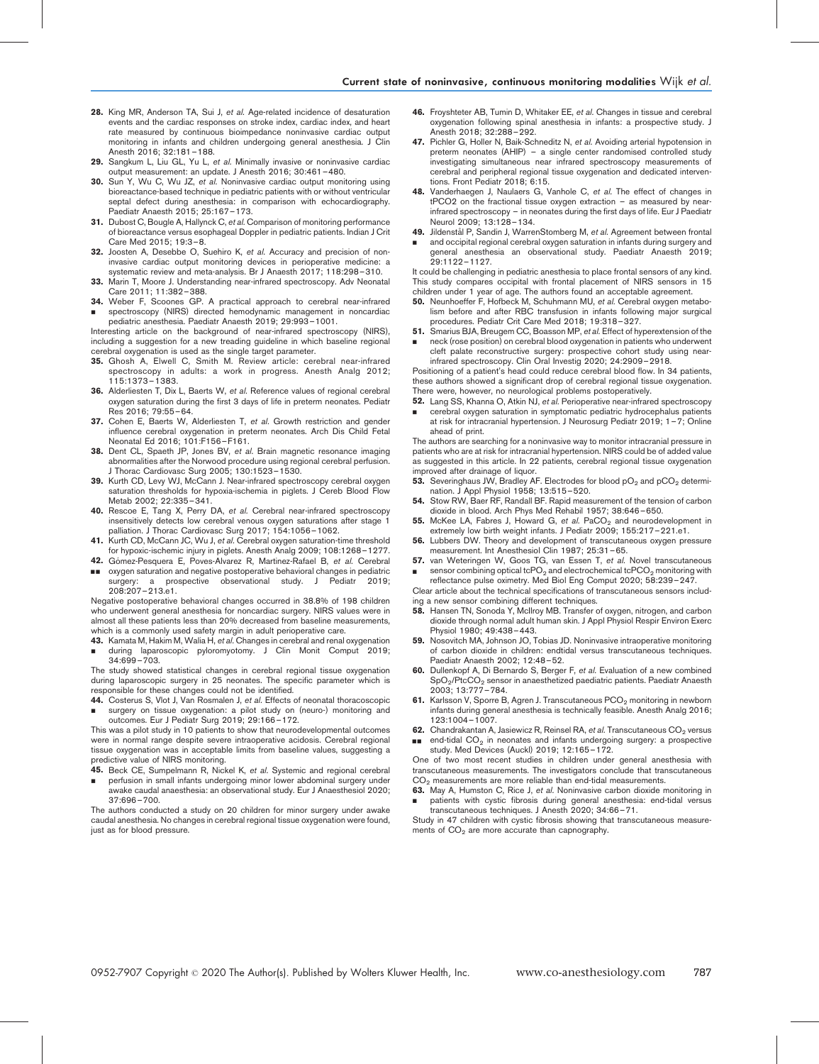28. King MR, Anderson TA, Sui J, *et al.* Age-related incidence of desaturation events and the cardiac responses on stroke index, cardiac index, and heart rate measured by continuous bioimpedance noninvasive cardiac output monitoring in infants and children undergoing general anesthesia. J Clin Anesth 2016; 32:181–188.

29. Sangkum L, Liu GL, Yu L, *et al.* Minimally invasive or noninvasive cardiac output measurement: an update. J Anesth 2016; 30:461–480.

30. Sun Y, Wu C, Wu JZ, *et al.* Noninvasive cardiac output monitoring using bioreactance-based technique in pediatric patients with or without ventricular septal defect during anesthesia: in comparison with echocardiography. Paediatr Anaesth 2015; 25:167–173.

31. Dubost C, Bougle A, Hallynck C, *et al.* Comparison of monitoring performance of bioreactance versus esophageal Doppler in pediatric patients. Indian J Crit Care Med 2015; 19:3–8.

32. Joosten A, Desebbe O, Suehiro K, *et al.* Accuracy and precision of non-invasive cardiac output monitoring devices in perioperative medicine: a systematic review and meta-analysis. Br J Anaesth 2017; 118:298–310.

33. Marin T, Moore J. Understanding near-infrared spectroscopy. Adv Neonatal Care 2011; 11:382–388.

34. ▪ Weber F, Scoones GP. A practical approach to cerebral near-infrared spectroscopy (NIRS) directed hemodynamic management in noncardiac pediatric anesthesia. Paediatr Anaesth 2019; 29:993–1001.

Interesting article on the background of near-infrared spectroscopy (NIRS), including a suggestion for a new treading guideline in which baseline regional cerebral oxygenation is used as the single target parameter.

35. Ghosh A, Elwell C, Smith M. Review article: cerebral near-infrared spectroscopy in adults: a work in progress. Anesth Analg 2012; 115:1373–1383.

36. Alderliesten T, Dix L, Baerts W, *et al.* Reference values of regional cerebral oxygen saturation during the first 3 days of life in preterm neonates. Pediatr Res 2016; 79:55–64.

37. Cohen E, Baerts W, Alderliesten T, *et al.* Growth restriction and gender influence cerebral oxygenation in preterm neonates. Arch Dis Child Fetal Neonatal Ed 2016; 101:F156–F161.

38. Dent CL, Spaeth JP, Jones BV, *et al.* Brain magnetic resonance imaging abnormalities after the Norwood procedure using regional cerebral perfusion. J Thorac Cardiovasc Surg 2005; 130:1523–1530.

39. Kurth CD, Levy WJ, McCann J. Near-infrared spectroscopy cerebral oxygen saturation thresholds for hypoxia-ischemia in piglets. J Cereb Blood Flow Metab 2002; 22:335–341.

40. Rescoe E, Tang X, Perry DA, *et al.* Cerebral near-infrared spectroscopy insensitively detects low cerebral venous oxygen saturations after stage 1 palliation. J Thorac Cardiovasc Surg 2017; 154:1056–1062.

41. Kurth CD, McCann JC, Wu J, *et al.* Cerebral oxygen saturation-time threshold for hypoxic-ischemic injury in piglets. Anesth Analg 2009; 108:1268–1277.

42. ▪▪ Gómez-Pesquera E, Poves-Alvarez R, Martinez-Rafael B, *et al.* Cerebral oxygen saturation and negative postoperative behavioral changes in pediatric surgery: a prospective observational study. J Pediatr 2019; 208:207–213.e1.

Negative postoperative behavioral changes occurred in 38.8% of 198 children who underwent general anesthesia for noncardiac surgery. NIRS values were in almost all these patients less than 20% decreased from baseline measurements, which is a commonly used safety margin in adult perioperative care.

43. ▪ Kamata M, Hakim M, Walia H, *et al.* Changes in cerebral and renal oxygenation during laparoscopic pyloromyotomy. J Clin Monit Comput 2019; 34:699–703.

The study showed statistical changes in cerebral regional tissue oxygenation during laparoscopic surgery in 25 neonates. The specific parameter which is responsible for these changes could not be identified.

44. ▪ Costerus S, Vlot J, Van Rosmalen J, *et al.* Effects of neonatal thoracoscopic surgery on tissue oxygenation: a pilot study on (neuro-) monitoring and outcomes. Eur J Pediatr Surg 2019; 29:166–172.

This was a pilot study in 10 patients to show that neurodevelopmental outcomes were in normal range despite severe intraoperative acidosis. Cerebral regional tissue oxygenation was in acceptable limits from baseline values, suggesting a predictive value of NIRS monitoring.

45. ▪ Beck CE, Sumpelmann R, Nickel K, *et al.* Systemic and regional cerebral perfusion in small infants undergoing minor lower abdominal surgery under awake caudal anaesthesia: an observational study. Eur J Anaesthesiol 2020; 37:696–700.

The authors conducted a study on 20 children for minor surgery under awake caudal anesthesia. No changes in cerebral regional tissue oxygenation were found, just as for blood pressure.

46. Froyshteter AB, Tumin D, Whitaker EE, *et al.* Changes in tissue and cerebral oxygenation following spinal anesthesia in infants: a prospective study. J Anesth 2018; 32:288–292.

47. Pichler G, Holler N, Baik-Schneditz N, *et al.* Avoiding arterial hypotension in preterm neonates (AHIP) – a single center randomised controlled study investigating simultaneous near infrared spectroscopy measurements of cerebral and peripheral regional tissue oxygenation and dedicated interventions. Front Pediatr 2018; 6:15.

48. Vanderhaegen J, Naulaers G, Vanhole C, *et al.* The effect of changes in tPCO2 on the fractional tissue oxygen extraction – as measured by near-infrared spectroscopy – in neonates during the first days of life. Eur J Paediatr Neurol 2009; 13:128–134.

49. ▪ Jildenstål P, Sandin J, WarrenStomberg M, *et al.* Agreement between frontal and occipital regional cerebral oxygen saturation in infants during surgery and general anesthesia an observational study. Paediatr Anaesth 2019; 29:1122–1127.

It could be challenging in pediatric anesthesia to place frontal sensors of any kind. This study compares occipital with frontal placement of NIRS sensors in 15 children under 1 year of age. The authors found an acceptable agreement.

50. Neunhoeffer F, Hofbeck M, Schuhmann MU, *et al.* Cerebral oxygen metabolism before and after RBC transfusion in infants following major surgical procedures. Pediatr Crit Care Med 2018; 19:318–327.

51. ▪ Smarius BJA, Breugem CC, Boasson MP, *et al.* Effect of hyperextension of the neck (rose position) on cerebral blood oxygenation in patients who underwent cleft palate reconstructive surgery: prospective cohort study using near-infrared spectroscopy. Clin Oral Investig 2020; 24:2909–2918.

Positioning of a patient's head could reduce cerebral blood flow. In 34 patients, these authors showed a significant drop of cerebral regional tissue oxygenation. There were, however, no neurological problems postoperatively.

52. ▪ Lang SS, Khanna O, Atkin NJ, *et al.* Perioperative near-infrared spectroscopy cerebral oxygen saturation in symptomatic pediatric hydrocephalus patients at risk for intracranial hypertension. J Neurosurg Pediatr 2019; 1–7; Online ahead of print.

The authors are searching for a noninvasive way to monitor intracranial pressure in patients who are at risk for intracranial hypertension. NIRS could be of added value as suggested in this article. In 22 patients, cerebral regional tissue oxygenation improved after drainage of liquor.

53. Severinghaus JW, Bradley AF. Electrodes for blood $pO_2$ and $pCO_2$ determination. J Appl Physiol 1958; 13:515–520.

54. Stow RW, Baer RF, Randall BF. Rapid measurement of the tension of carbon dioxide in blood. Arch Phys Med Rehabil 1957; 38:646–650.

55. McKee LA, Fabres J, Howard G, *et al.* $PaCO_2$ and neurodevelopment in extremely low birth weight infants. J Pediatr 2009; 155:217–221.e1.

56. Lubbers DW. Theory and development of transcutaneous oxygen pressure measurement. Int Anesthesiol Clin 1987; 25:31–65.

57. ▪ van Weteringen W, Goos TG, van Essen T, *et al.* Novel transcutaneous sensor combining optical $tcPO_2$ and electrochemical $tcPCO_2$ monitoring with reflectance pulse oximetry. Med Biol Eng Comput 2020; 58:239–247.

Clear article about the technical specifications of transcutaneous sensors including a new sensor combining different techniques.

58. Hansen TN, Sonoda Y, McIlroy MB. Transfer of oxygen, nitrogen, and carbon dioxide through normal adult human skin. J Appl Physiol Respir Environ Exerc Physiol 1980; 49:438–443.

59. Nosovitch MA, Johnson JO, Tobias JD. Noninvasive intraoperative monitoring of carbon dioxide in children: endtidal versus transcutaneous techniques. Paediatr Anaesth 2002; 12:48–52.

60. Dullenkopf A, Di Bernardo S, Berger F, *et al.* Evaluation of a new combined $SpO_2$/$PtcCO_2$ sensor in anaesthetized paediatric patients. Paediatr Anaesth 2003; 13:777–784.

61. Karlsson V, Sporre B, Agren J. Transcutaneous $PCO_2$ monitoring in newborn infants during general anesthesia is technically feasible. Anesth Analg 2016; 123:1004–1007.

62. ▪▪ Chandrakantan A, Jasiewicz R, Reinsel RA, *et al.* Transcutaneous $CO_2$ versus end-tidal $CO_2$ in neonates and infants undergoing surgery: a prospective study. Med Devices (Auckl) 2019; 12:165–172.

One of two most recent studies in children under general anesthesia with transcutaneous measurements. The investigators conclude that transcutaneous $CO_2$ measurements are more reliable than end-tidal measurements.

63. ▪ May A, Humston C, Rice J, *et al.* Noninvasive carbon dioxide monitoring in patients with cystic fibrosis during general anesthesia: end-tidal versus transcutaneous techniques. J Anesth 2020; 34:66–71.

Study in 47 children with cystic fibrosis showing that transcutaneous measurements of $CO_2$ are more accurate than capnography.